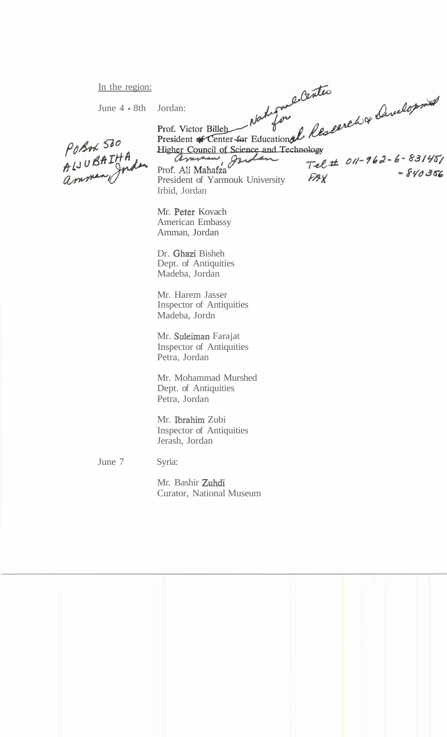<u>In the region:</u>

June 4 - 8th Jordan:

Prof. Victor Billeh
President ~~of~~ ~~Center for~~ Education**al** *National Center for Research & Development*
~~Higher Council of Science and Technology~~
*Amman, Jordan*

*PoBox 560 ALJUBAIHA Amman, Jordan*

*Tel # 011-962-6-831451*
*FAX - 840356*

Prof. Ali Mahafza
President of Yarmouk University
Irbid, Jordan

Mr. Peter Kovach
American Embassy
Amman, Jordan

Dr. Ghazi Bisheh
Dept. of Antiquities
Madeba, Jordan

Mr. Harem Jasser
Inspector of Antiquities
Madeba, Jordn

Mr. Suleiman Farajat
Inspector of Antiquities
Petra, Jordan

Mr. Mohammad Murshed
Dept. of Antiquities
Petra, Jordan

Mr. Ibrahim Zubi
Inspector of Antiquities
Jerash, Jordan

June 7 Syria:

Mr. Bashir Zuhdi
Curator, National Museum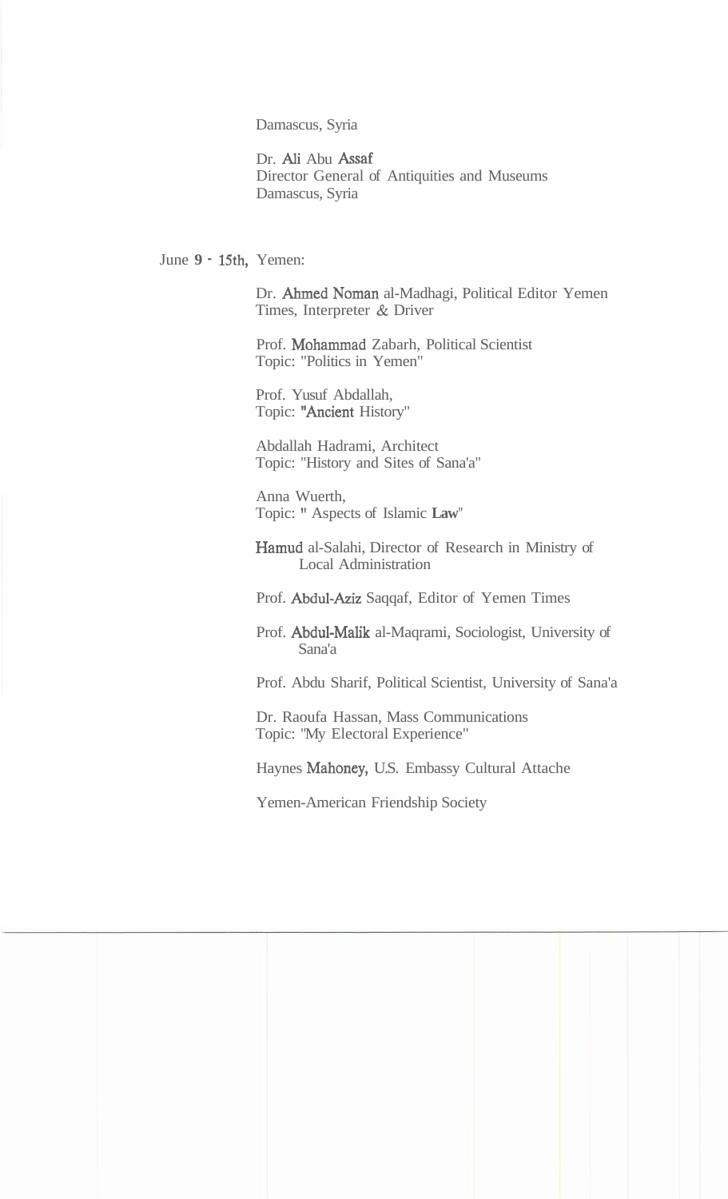Damascus, Syria

Dr. Ali Abu Assaf
Director General of Antiquities and Museums
Damascus, Syria

June 9 - 15th, Yemen:

Dr. Ahmed Noman al-Madhagi, Political Editor Yemen Times, Interpreter & Driver

Prof. Mohammad Zabarh, Political Scientist
Topic: "Politics in Yemen"

Prof. Yusuf Abdallah,
Topic: "Ancient History"

Abdallah Hadrami, Architect
Topic: "History and Sites of Sana'a"

Anna Wuerth,
Topic: " Aspects of Islamic Law"

Hamud al-Salahi, Director of Research in Ministry of Local Administration

Prof. Abdul-Aziz Saqqaf, Editor of Yemen Times

Prof. Abdul-Malik al-Maqrami, Sociologist, University of Sana'a

Prof. Abdu Sharif, Political Scientist, University of Sana'a

Dr. Raoufa Hassan, Mass Communications
Topic: "My Electoral Experience"

Haynes Mahoney, U.S. Embassy Cultural Attache

Yemen-American Friendship Society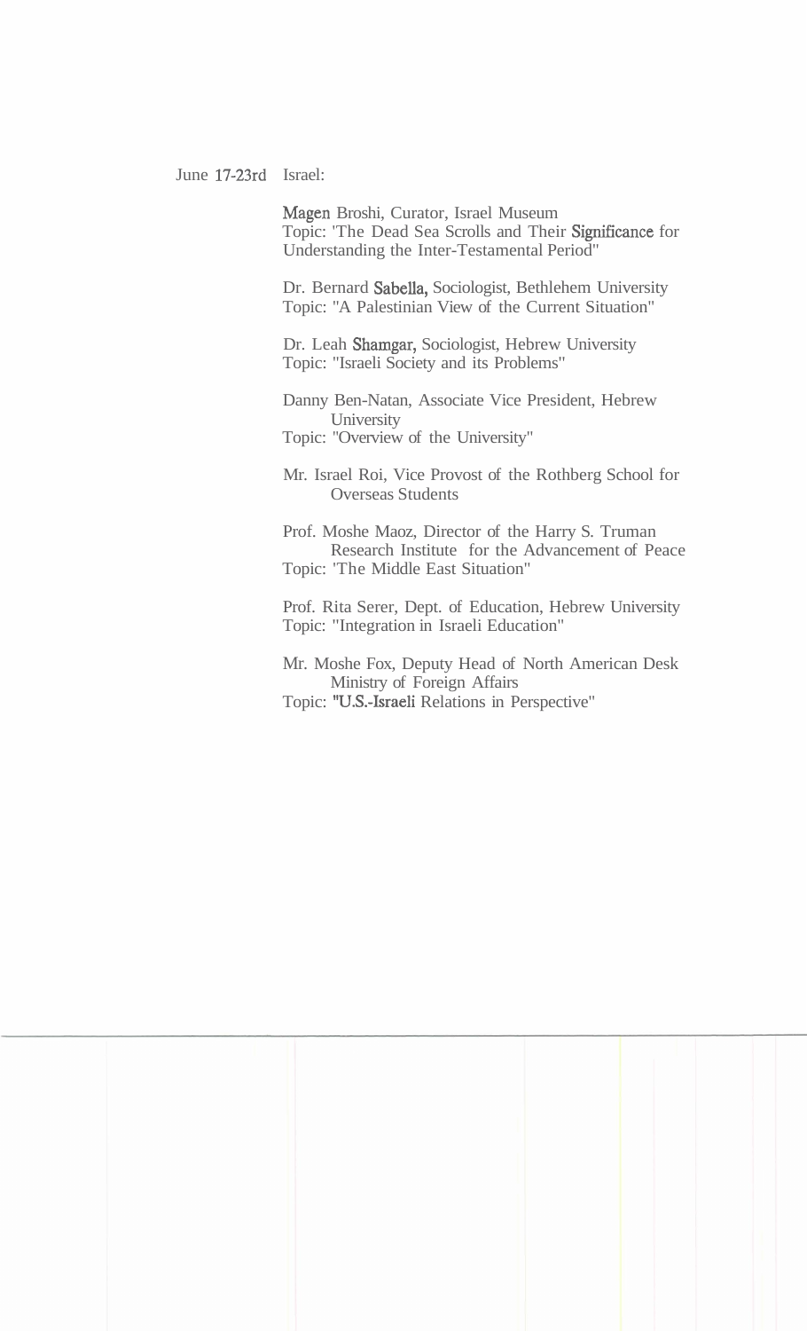June 17-23rd Israel:

Magen Broshi, Curator, Israel Museum
Topic: 'The Dead Sea Scrolls and Their Significance for Understanding the Inter-Testamental Period"

Dr. Bernard Sabella, Sociologist, Bethlehem University
Topic: "A Palestinian View of the Current Situation"

Dr. Leah Shamgar, Sociologist, Hebrew University
Topic: "Israeli Society and its Problems"

Danny Ben-Natan, Associate Vice President, Hebrew University
Topic: "Overview of the University"

Mr. Israel Roi, Vice Provost of the Rothberg School for Overseas Students

Prof. Moshe Maoz, Director of the Harry S. Truman Research Institute for the Advancement of Peace
Topic: 'The Middle East Situation"

Prof. Rita Serer, Dept. of Education, Hebrew University
Topic: "Integration in Israeli Education"

Mr. Moshe Fox, Deputy Head of North American Desk Ministry of Foreign Affairs
Topic: "U.S.-Israeli Relations in Perspective"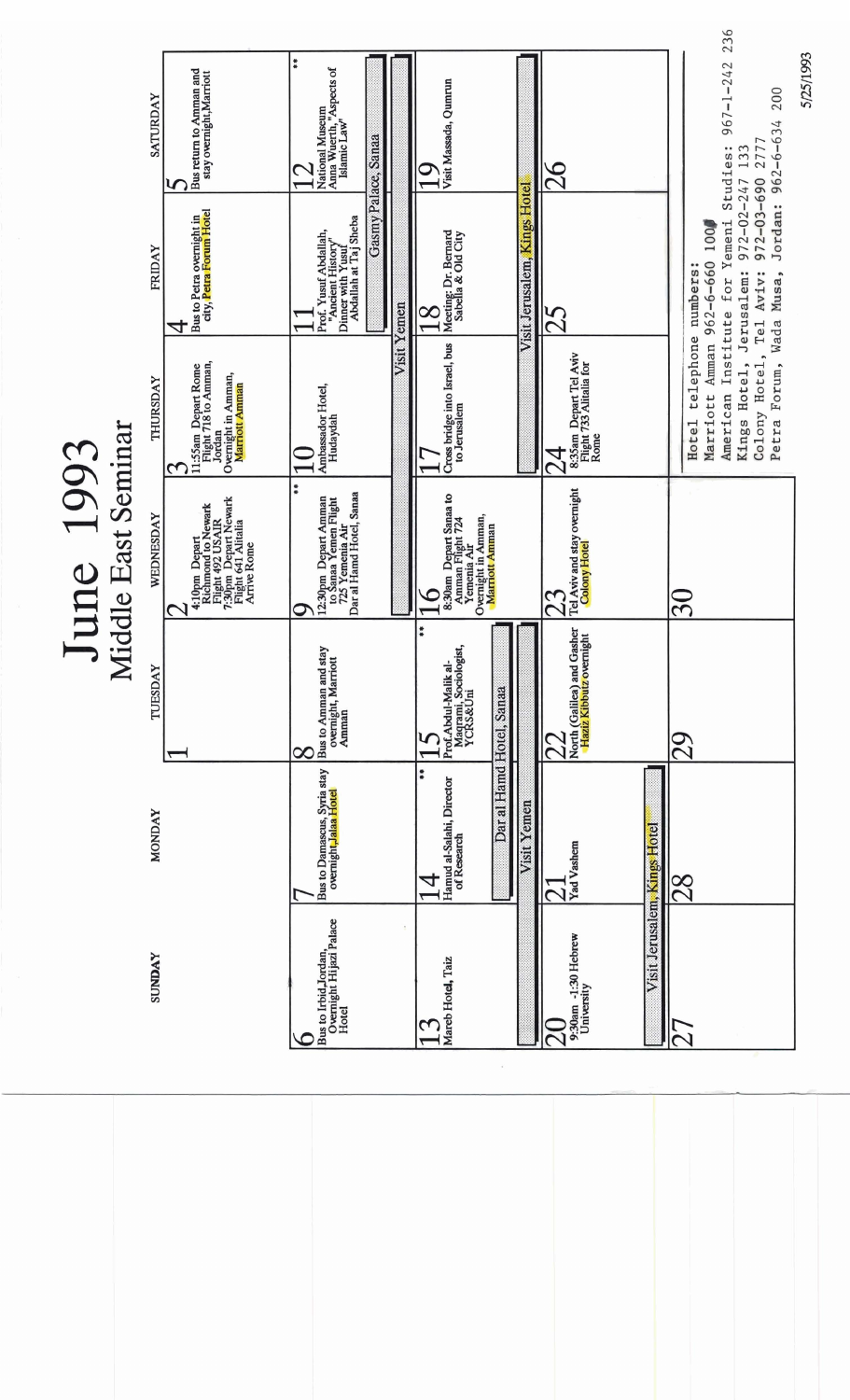# June 1993

## Middle East Seminar

| SUNDAY | MONDAY | TUESDAY | WEDNESDAY | THURSDAY | FRIDAY | SATURDAY |
|---|---|---|---|---|---|---|
| | | 1 | 2 4:10pm Depart Richmond to Newark Flight 492 USAIR 7:30pm Depart Newark Flight 641 Alitalia Arrive Rome | 3 11:55am Depart Rome Flight 718 to Amman, Jordan Overnight in Amman, Marriott Amman | 4 Bus to Petra overnight in city, Petra Forum Hotel | 5 Bus return to Amman and stay overnight, Marriott |
| 6 Bus to Irbid, Jordan, Overnight Hijazi Palace Hotel | 7 Bus to Damascus, Syria stay overnight, Jalaa Hotel | 8 Bus to Amman and stay overnight, Marriott Amman | 9 ** 12:30pm Depart Amman to Sanaa Yemen Flight 725 Yemenia Air Dar al Hamd Hotel, Sanaa | 10 Ambassador Hotel, Hudaydah | 11 Prof. Yusuf Abdallah, "Ancient History" Dinner with Yusuf Abdallah at Taj Sheba | 12 ** National Museum Anna Wuerth, "Aspects of Islamic Law" |
| | | | | | Gasmy Palace, Sanaa | |
| | | | Visit Yemen | | | |
| 13 Mareb Hotel, Taiz | 14 ** Hamud al-Salahi, Director of Research | 15 ** Prof. Abdul-Malik al-Maqrami, Sociologist, YCRS&Uni | 16 8:30am Depart Sanaa to Amman Flight 724 Yemenia Air Overnight in Amman, Marriott Amman | 17 Cross bridge into Israel, bus to Jerusalem | 18 Meeting: Dr. Bernard Sabella & Old City | 19 Visit Massada, Qumrun |
| | Dar al Hamd Hotel, Sanaa | | | | | |
| Visit Yemen | | | | | | |
| | | | | Visit Jerusalem, Kings Hotel | | |
| 20 9:30am -1:30 Hebrew University | 21 Yad Vashem | 22 North (Galilee) and Gasher Haziz Kibbutz overnight | 23 Tel Aviv and stay overnight Colony Hotel | 24 8:35am Depart Tel Aviv Flight 733 Alitalia for Rome | 25 | 26 |
| Visit Jerusalem, Kings Hotel | | | | | | |
| 27 | 28 | 29 | 30 | | | |

Hotel telephone numbers:
Marriott Amman 962-6-660 100
American Institute for Yemeni Studies: 967-1-242 236
Kings Hotel, Jerusalem: 972-02-247 133
Colony Hotel, Tel Aviv: 972-03-690 2777
Petra Forum, Wada Musa, Jordan: 962-6-634 200

5/25/1993